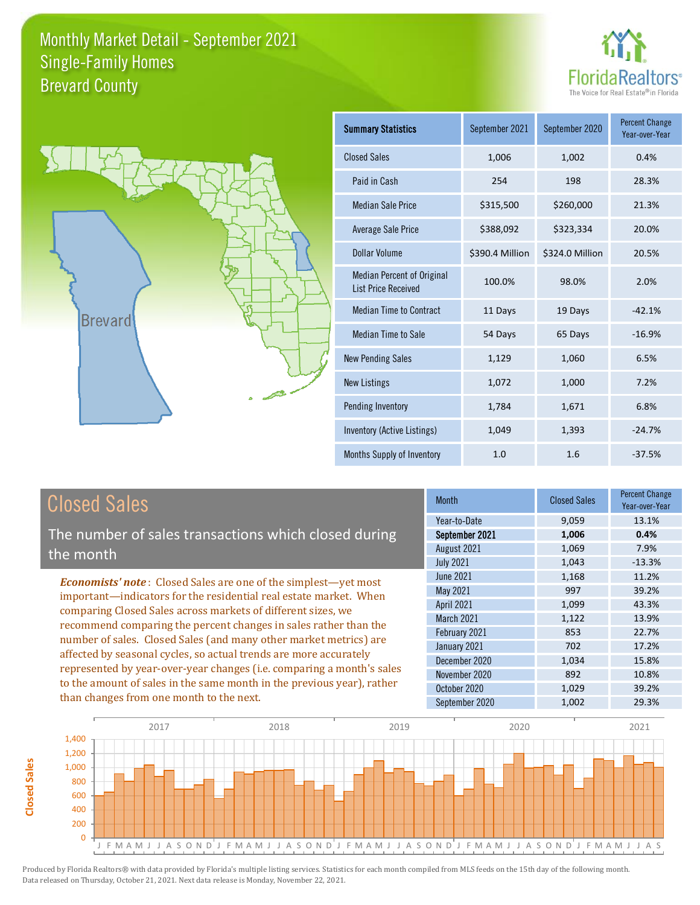# Monthly Market Detail - September 2021
## Single-Family Homes
## Brevard County

FloridaRealtors® The Voice for Real Estate® in Florida

| Summary Statistics | September 2021 | September 2020 | Percent Change Year-over-Year |
|---|---|---|---|
| Closed Sales | 1,006 | 1,002 | 0.4% |
| Paid in Cash | 254 | 198 | 28.3% |
| Median Sale Price | $315,500 | $260,000 | 21.3% |
| Average Sale Price | $388,092 | $323,334 | 20.0% |
| Dollar Volume | $390.4 Million | $324.0 Million | 20.5% |
| Median Percent of Original List Price Received | 100.0% | 98.0% | 2.0% |
| Median Time to Contract | 11 Days | 19 Days | -42.1% |
| Median Time to Sale | 54 Days | 65 Days | -16.9% |
| New Pending Sales | 1,129 | 1,060 | 6.5% |
| New Listings | 1,072 | 1,000 | 7.2% |
| Pending Inventory | 1,784 | 1,671 | 6.8% |
| Inventory (Active Listings) | 1,049 | 1,393 | -24.7% |
| Months Supply of Inventory | 1.0 | 1.6 | -37.5% |

## Closed Sales

The number of sales transactions which closed during the month

***Economists' note***: Closed Sales are one of the simplest—yet most important—indicators for the residential real estate market. When comparing Closed Sales across markets of different sizes, we recommend comparing the percent changes in sales rather than the number of sales. Closed Sales (and many other market metrics) are affected by seasonal cycles, so actual trends are more accurately represented by year-over-year changes (i.e. comparing a month's sales to the amount of sales in the same month in the previous year), rather than changes from one month to the next.

| Month | Closed Sales | Percent Change Year-over-Year |
|---|---|---|
| Year-to-Date | 9,059 | 13.1% |
| **September 2021** | **1,006** | **0.4%** |
| August 2021 | 1,069 | 7.9% |
| July 2021 | 1,043 | -13.3% |
| June 2021 | 1,168 | 11.2% |
| May 2021 | 997 | 39.2% |
| April 2021 | 1,099 | 43.3% |
| March 2021 | 1,122 | 13.9% |
| February 2021 | 853 | 22.7% |
| January 2021 | 702 | 17.2% |
| December 2020 | 1,034 | 15.8% |
| November 2020 | 892 | 10.8% |
| October 2020 | 1,029 | 39.2% |
| September 2020 | 1,002 | 29.3% |

Produced by Florida Realtors® with data provided by Florida's multiple listing services. Statistics for each month compiled from MLS feeds on the 15th day of the following month. Data released on Thursday, October 21, 2021. Next data release is Monday, November 22, 2021.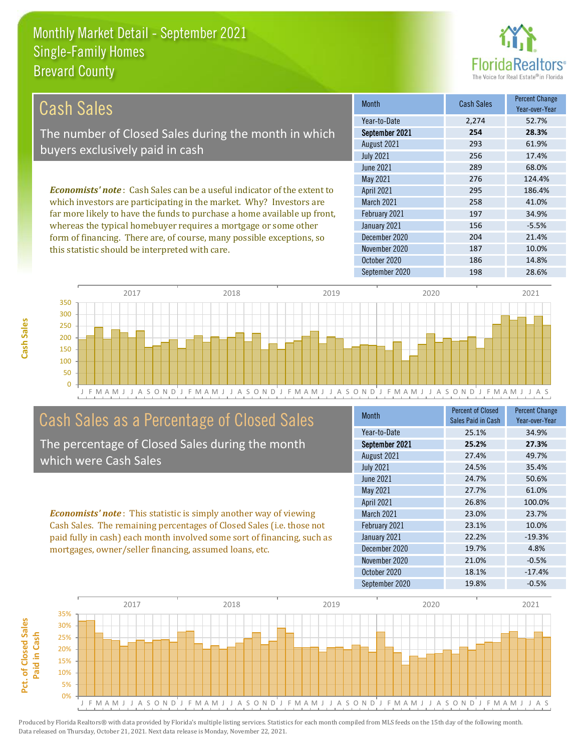# Monthly Market Detail - September 2021
## Single-Family Homes
## Brevard County

## Cash Sales

The number of Closed Sales during the month in which buyers exclusively paid in cash

*Economists' note*: Cash Sales can be a useful indicator of the extent to which investors are participating in the market. Why? Investors are far more likely to have the funds to purchase a home available up front, whereas the typical homebuyer requires a mortgage or some other form of financing. There are, of course, many possible exceptions, so this statistic should be interpreted with care.

| Month | Cash Sales | Percent Change Year-over-Year |
|---|---|---|
| Year-to-Date | 2,274 | 52.7% |
| **September 2021** | **254** | **28.3%** |
| August 2021 | 293 | 61.9% |
| July 2021 | 256 | 17.4% |
| June 2021 | 289 | 68.0% |
| May 2021 | 276 | 124.4% |
| April 2021 | 295 | 186.4% |
| March 2021 | 258 | 41.0% |
| February 2021 | 197 | 34.9% |
| January 2021 | 156 | -5.5% |
| December 2020 | 204 | 21.4% |
| November 2020 | 187 | 10.0% |
| October 2020 | 186 | 14.8% |
| September 2020 | 198 | 28.6% |

## Cash Sales as a Percentage of Closed Sales

The percentage of Closed Sales during the month which were Cash Sales

*Economists' note*: This statistic is simply another way of viewing Cash Sales. The remaining percentages of Closed Sales (i.e. those not paid fully in cash) each month involved some sort of financing, such as mortgages, owner/seller financing, assumed loans, etc.

| Month | Percent of Closed Sales Paid in Cash | Percent Change Year-over-Year |
|---|---|---|
| Year-to-Date | 25.1% | 34.9% |
| **September 2021** | **25.2%** | **27.3%** |
| August 2021 | 27.4% | 49.7% |
| July 2021 | 24.5% | 35.4% |
| June 2021 | 24.7% | 50.6% |
| May 2021 | 27.7% | 61.0% |
| April 2021 | 26.8% | 100.0% |
| March 2021 | 23.0% | 23.7% |
| February 2021 | 23.1% | 10.0% |
| January 2021 | 22.2% | -19.3% |
| December 2020 | 19.7% | 4.8% |
| November 2020 | 21.0% | -0.5% |
| October 2020 | 18.1% | -17.4% |
| September 2020 | 19.8% | -0.5% |

Produced by Florida Realtors® with data provided by Florida's multiple listing services. Statistics for each month compiled from MLS feeds on the 15th day of the following month. Data released on Thursday, October 21, 2021. Next data release is Monday, November 22, 2021.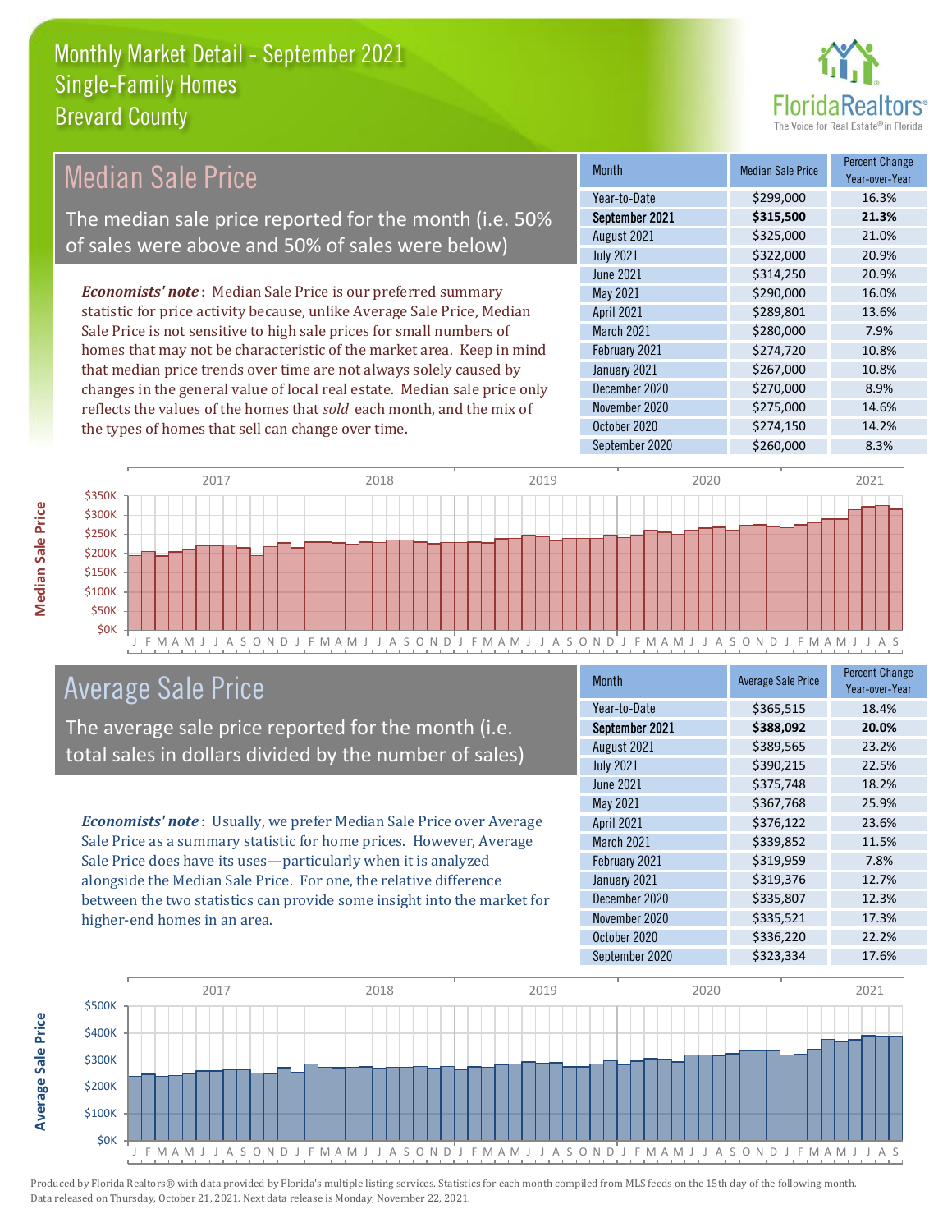# Monthly Market Detail - September 2021
## Single-Family Homes
## Brevard County

## Median Sale Price

The median sale price reported for the month (i.e. 50% of sales were above and 50% of sales were below)

*Economists' note*: Median Sale Price is our preferred summary statistic for price activity because, unlike Average Sale Price, Median Sale Price is not sensitive to high sale prices for small numbers of homes that may not be characteristic of the market area. Keep in mind that median price trends over time are not always solely caused by changes in the general value of local real estate. Median sale price only reflects the values of the homes that *sold* each month, and the mix of the types of homes that sell can change over time.

| Month | Median Sale Price | Percent Change Year-over-Year |
|---|---|---|
| Year-to-Date | $299,000 | 16.3% |
| **September 2021** | **$315,500** | **21.3%** |
| August 2021 | $325,000 | 21.0% |
| July 2021 | $322,000 | 20.9% |
| June 2021 | $314,250 | 20.9% |
| May 2021 | $290,000 | 16.0% |
| April 2021 | $289,801 | 13.6% |
| March 2021 | $280,000 | 7.9% |
| February 2021 | $274,720 | 10.8% |
| January 2021 | $267,000 | 10.8% |
| December 2020 | $270,000 | 8.9% |
| November 2020 | $275,000 | 14.6% |
| October 2020 | $274,150 | 14.2% |
| September 2020 | $260,000 | 8.3% |

## Average Sale Price

The average sale price reported for the month (i.e. total sales in dollars divided by the number of sales)

*Economists' note*: Usually, we prefer Median Sale Price over Average Sale Price as a summary statistic for home prices. However, Average Sale Price does have its uses—particularly when it is analyzed alongside the Median Sale Price. For one, the relative difference between the two statistics can provide some insight into the market for higher-end homes in an area.

| Month | Average Sale Price | Percent Change Year-over-Year |
|---|---|---|
| Year-to-Date | $365,515 | 18.4% |
| **September 2021** | **$388,092** | **20.0%** |
| August 2021 | $389,565 | 23.2% |
| July 2021 | $390,215 | 22.5% |
| June 2021 | $375,748 | 18.2% |
| May 2021 | $367,768 | 25.9% |
| April 2021 | $376,122 | 23.6% |
| March 2021 | $339,852 | 11.5% |
| February 2021 | $319,959 | 7.8% |
| January 2021 | $319,376 | 12.7% |
| December 2020 | $335,807 | 12.3% |
| November 2020 | $335,521 | 17.3% |
| October 2020 | $336,220 | 22.2% |
| September 2020 | $323,334 | 17.6% |

Produced by Florida Realtors® with data provided by Florida's multiple listing services. Statistics for each month compiled from MLS feeds on the 15th day of the following month. Data released on Thursday, October 21, 2021. Next data release is Monday, November 22, 2021.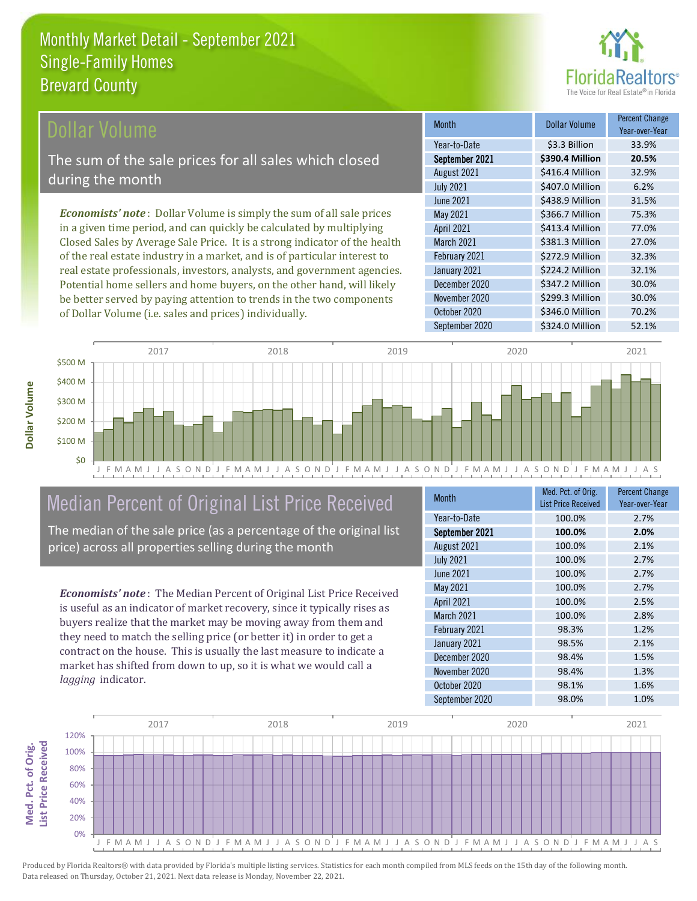# Monthly Market Detail - September 2021
## Single-Family Homes
## Brevard County

## Dollar Volume

The sum of the sale prices for all sales which closed during the month

*Economists' note*: Dollar Volume is simply the sum of all sale prices in a given time period, and can quickly be calculated by multiplying Closed Sales by Average Sale Price. It is a strong indicator of the health of the real estate industry in a market, and is of particular interest to real estate professionals, investors, analysts, and government agencies. Potential home sellers and home buyers, on the other hand, will likely be better served by paying attention to trends in the two components of Dollar Volume (i.e. sales and prices) individually.

| Month | Dollar Volume | Percent Change Year-over-Year |
|---|---|---|
| Year-to-Date | $3.3 Billion | 33.9% |
| **September 2021** | **$390.4 Million** | **20.5%** |
| August 2021 | $416.4 Million | 32.9% |
| July 2021 | $407.0 Million | 6.2% |
| June 2021 | $438.9 Million | 31.5% |
| May 2021 | $366.7 Million | 75.3% |
| April 2021 | $413.4 Million | 77.0% |
| March 2021 | $381.3 Million | 27.0% |
| February 2021 | $272.9 Million | 32.3% |
| January 2021 | $224.2 Million | 32.1% |
| December 2020 | $347.2 Million | 30.0% |
| November 2020 | $299.3 Million | 30.0% |
| October 2020 | $346.0 Million | 70.2% |
| September 2020 | $324.0 Million | 52.1% |

## Median Percent of Original List Price Received

The median of the sale price (as a percentage of the original list price) across all properties selling during the month

*Economists' note*: The Median Percent of Original List Price Received is useful as an indicator of market recovery, since it typically rises as buyers realize that the market may be moving away from them and they need to match the selling price (or better it) in order to get a contract on the house. This is usually the last measure to indicate a market has shifted from down to up, so it is what we would call a *lagging* indicator.

| Month | Med. Pct. of Orig. List Price Received | Percent Change Year-over-Year |
|---|---|---|
| Year-to-Date | 100.0% | 2.7% |
| **September 2021** | **100.0%** | **2.0%** |
| August 2021 | 100.0% | 2.1% |
| July 2021 | 100.0% | 2.7% |
| June 2021 | 100.0% | 2.7% |
| May 2021 | 100.0% | 2.7% |
| April 2021 | 100.0% | 2.5% |
| March 2021 | 100.0% | 2.8% |
| February 2021 | 98.3% | 1.2% |
| January 2021 | 98.5% | 2.1% |
| December 2020 | 98.4% | 1.5% |
| November 2020 | 98.4% | 1.3% |
| October 2020 | 98.1% | 1.6% |
| September 2020 | 98.0% | 1.0% |

Produced by Florida Realtors® with data provided by Florida's multiple listing services. Statistics for each month compiled from MLS feeds on the 15th day of the following month. Data released on Thursday, October 21, 2021. Next data release is Monday, November 22, 2021.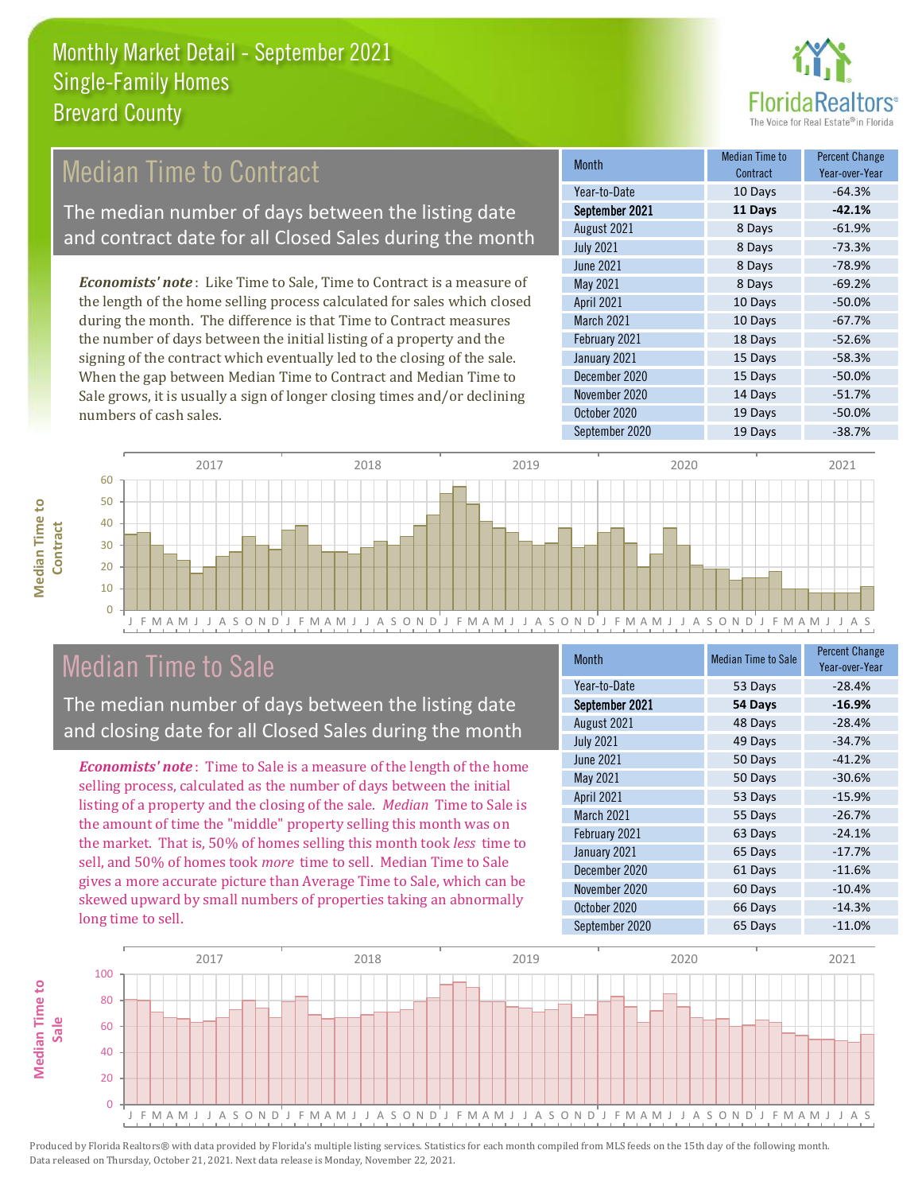# Monthly Market Detail - September 2021
## Single-Family Homes
## Brevard County

## Median Time to Contract

The median number of days between the listing date and contract date for all Closed Sales during the month

*Economists' note*: Like Time to Sale, Time to Contract is a measure of the length of the home selling process calculated for sales which closed during the month. The difference is that Time to Contract measures the number of days between the initial listing of a property and the signing of the contract which eventually led to the closing of the sale. When the gap between Median Time to Contract and Median Time to Sale grows, it is usually a sign of longer closing times and/or declining numbers of cash sales.

| Month | Median Time to Contract | Percent Change Year-over-Year |
|---|---|---|
| Year-to-Date | 10 Days | -64.3% |
| **September 2021** | **11 Days** | **-42.1%** |
| August 2021 | 8 Days | -61.9% |
| July 2021 | 8 Days | -73.3% |
| June 2021 | 8 Days | -78.9% |
| May 2021 | 8 Days | -69.2% |
| April 2021 | 10 Days | -50.0% |
| March 2021 | 10 Days | -67.7% |
| February 2021 | 18 Days | -52.6% |
| January 2021 | 15 Days | -58.3% |
| December 2020 | 15 Days | -50.0% |
| November 2020 | 14 Days | -51.7% |
| October 2020 | 19 Days | -50.0% |
| September 2020 | 19 Days | -38.7% |

## Median Time to Sale

The median number of days between the listing date and closing date for all Closed Sales during the month

*Economists' note*: Time to Sale is a measure of the length of the home selling process, calculated as the number of days between the initial listing of a property and the closing of the sale. *Median* Time to Sale is the amount of time the "middle" property selling this month was on the market. That is, 50% of homes selling this month took *less* time to sell, and 50% of homes took *more* time to sell. Median Time to Sale gives a more accurate picture than Average Time to Sale, which can be skewed upward by small numbers of properties taking an abnormally long time to sell.

| Month | Median Time to Sale | Percent Change Year-over-Year |
|---|---|---|
| Year-to-Date | 53 Days | -28.4% |
| **September 2021** | **54 Days** | **-16.9%** |
| August 2021 | 48 Days | -28.4% |
| July 2021 | 49 Days | -34.7% |
| June 2021 | 50 Days | -41.2% |
| May 2021 | 50 Days | -30.6% |
| April 2021 | 53 Days | -15.9% |
| March 2021 | 55 Days | -26.7% |
| February 2021 | 63 Days | -24.1% |
| January 2021 | 65 Days | -17.7% |
| December 2020 | 61 Days | -11.6% |
| November 2020 | 60 Days | -10.4% |
| October 2020 | 66 Days | -14.3% |
| September 2020 | 65 Days | -11.0% |

Produced by Florida Realtors® with data provided by Florida's multiple listing services. Statistics for each month compiled from MLS feeds on the 15th day of the following month. Data released on Thursday, October 21, 2021. Next data release is Monday, November 22, 2021.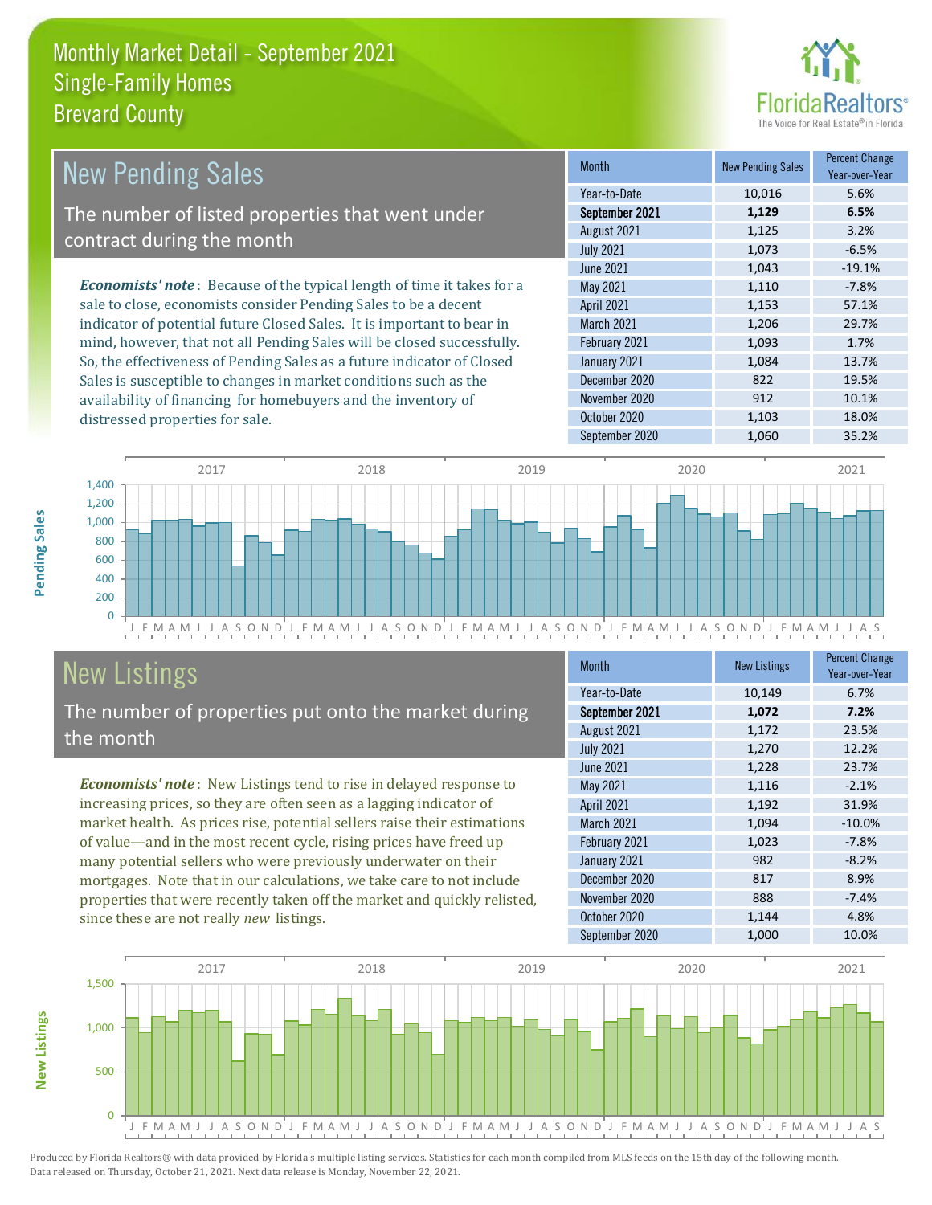# Monthly Market Detail - September 2021
## Single-Family Homes
## Brevard County

## New Pending Sales

The number of listed properties that went under contract during the month

***Economists' note***: Because of the typical length of time it takes for a sale to close, economists consider Pending Sales to be a decent indicator of potential future Closed Sales. It is important to bear in mind, however, that not all Pending Sales will be closed successfully. So, the effectiveness of Pending Sales as a future indicator of Closed Sales is susceptible to changes in market conditions such as the availability of financing for homebuyers and the inventory of distressed properties for sale.

| Month | New Pending Sales | Percent Change Year-over-Year |
|---|---|---|
| Year-to-Date | 10,016 | 5.6% |
| **September 2021** | **1,129** | **6.5%** |
| August 2021 | 1,125 | 3.2% |
| July 2021 | 1,073 | -6.5% |
| June 2021 | 1,043 | -19.1% |
| May 2021 | 1,110 | -7.8% |
| April 2021 | 1,153 | 57.1% |
| March 2021 | 1,206 | 29.7% |
| February 2021 | 1,093 | 1.7% |
| January 2021 | 1,084 | 13.7% |
| December 2020 | 822 | 19.5% |
| November 2020 | 912 | 10.1% |
| October 2020 | 1,103 | 18.0% |
| September 2020 | 1,060 | 35.2% |

## New Listings

The number of properties put onto the market during the month

***Economists' note***: New Listings tend to rise in delayed response to increasing prices, so they are often seen as a lagging indicator of market health. As prices rise, potential sellers raise their estimations of value—and in the most recent cycle, rising prices have freed up many potential sellers who were previously underwater on their mortgages. Note that in our calculations, we take care to not include properties that were recently taken off the market and quickly relisted, since these are not really *new* listings.

| Month | New Listings | Percent Change Year-over-Year |
|---|---|---|
| Year-to-Date | 10,149 | 6.7% |
| **September 2021** | **1,072** | **7.2%** |
| August 2021 | 1,172 | 23.5% |
| July 2021 | 1,270 | 12.2% |
| June 2021 | 1,228 | 23.7% |
| May 2021 | 1,116 | -2.1% |
| April 2021 | 1,192 | 31.9% |
| March 2021 | 1,094 | -10.0% |
| February 2021 | 1,023 | -7.8% |
| January 2021 | 982 | -8.2% |
| December 2020 | 817 | 8.9% |
| November 2020 | 888 | -7.4% |
| October 2020 | 1,144 | 4.8% |
| September 2020 | 1,000 | 10.0% |

Produced by Florida Realtors® with data provided by Florida's multiple listing services. Statistics for each month compiled from MLS feeds on the 15th day of the following month. Data released on Thursday, October 21, 2021. Next data release is Monday, November 22, 2021.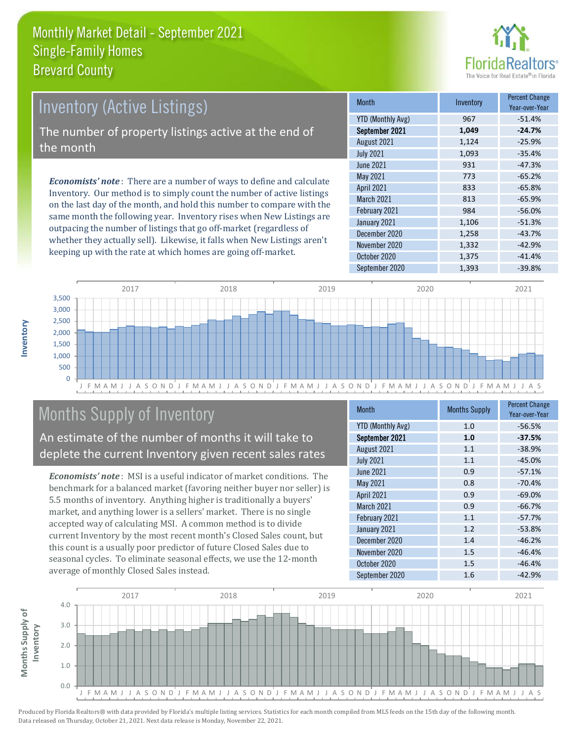# Monthly Market Detail - September 2021
## Single-Family Homes
## Brevard County

## Inventory (Active Listings)

The number of property listings active at the end of the month

***Economists' note***: There are a number of ways to define and calculate Inventory. Our method is to simply count the number of active listings on the last day of the month, and hold this number to compare with the same month the following year. Inventory rises when New Listings are outpacing the number of listings that go off-market (regardless of whether they actually sell). Likewise, it falls when New Listings aren't keeping up with the rate at which homes are going off-market.

| Month | Inventory | Percent Change Year-over-Year |
|---|---|---|
| YTD (Monthly Avg) | 967 | -51.4% |
| **September 2021** | **1,049** | **-24.7%** |
| August 2021 | 1,124 | -25.9% |
| July 2021 | 1,093 | -35.4% |
| June 2021 | 931 | -47.3% |
| May 2021 | 773 | -65.2% |
| April 2021 | 833 | -65.8% |
| March 2021 | 813 | -65.9% |
| February 2021 | 984 | -56.0% |
| January 2021 | 1,106 | -51.3% |
| December 2020 | 1,258 | -43.7% |
| November 2020 | 1,332 | -42.9% |
| October 2020 | 1,375 | -41.4% |
| September 2020 | 1,393 | -39.8% |

## Months Supply of Inventory

An estimate of the number of months it will take to deplete the current Inventory given recent sales rates

***Economists' note***: MSI is a useful indicator of market conditions. The benchmark for a balanced market (favoring neither buyer nor seller) is 5.5 months of inventory. Anything higher is traditionally a buyers' market, and anything lower is a sellers' market. There is no single accepted way of calculating MSI. A common method is to divide current Inventory by the most recent month's Closed Sales count, but this count is a usually poor predictor of future Closed Sales due to seasonal cycles. To eliminate seasonal effects, we use the 12-month average of monthly Closed Sales instead.

| Month | Months Supply | Percent Change Year-over-Year |
|---|---|---|
| YTD (Monthly Avg) | 1.0 | -56.5% |
| **September 2021** | **1.0** | **-37.5%** |
| August 2021 | 1.1 | -38.9% |
| July 2021 | 1.1 | -45.0% |
| June 2021 | 0.9 | -57.1% |
| May 2021 | 0.8 | -70.4% |
| April 2021 | 0.9 | -69.0% |
| March 2021 | 0.9 | -66.7% |
| February 2021 | 1.1 | -57.7% |
| January 2021 | 1.2 | -53.8% |
| December 2020 | 1.4 | -46.2% |
| November 2020 | 1.5 | -46.4% |
| October 2020 | 1.5 | -46.4% |
| September 2020 | 1.6 | -42.9% |

Produced by Florida Realtors® with data provided by Florida's multiple listing services. Statistics for each month compiled from MLS feeds on the 15th day of the following month. Data released on Thursday, October 21, 2021. Next data release is Monday, November 22, 2021.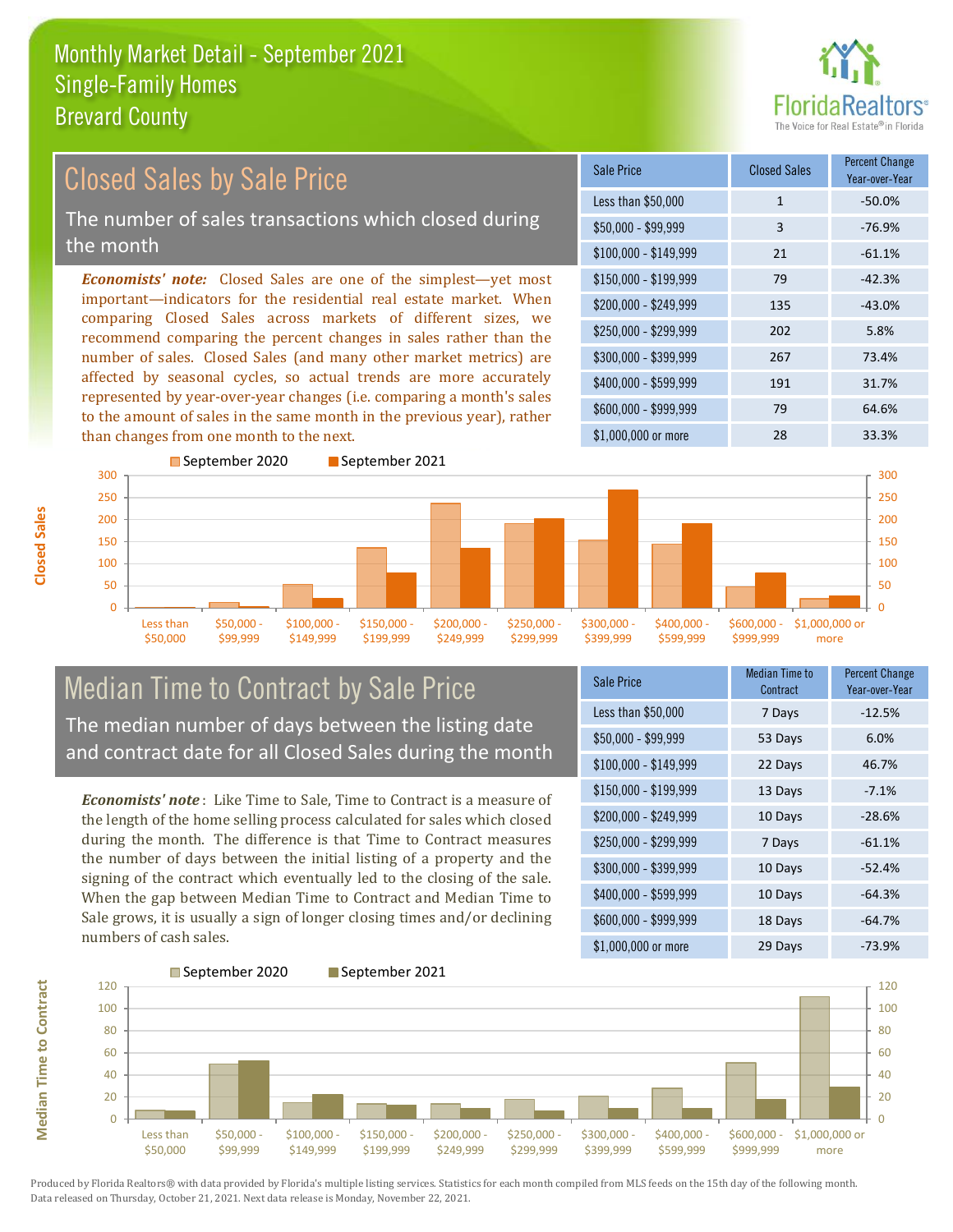# Monthly Market Detail - September 2021
## Single-Family Homes
## Brevard County

## Closed Sales by Sale Price

The number of sales transactions which closed during the month

*Economists' note:* Closed Sales are one of the simplest—yet most important—indicators for the residential real estate market. When comparing Closed Sales across markets of different sizes, we recommend comparing the percent changes in sales rather than the number of sales. Closed Sales (and many other market metrics) are affected by seasonal cycles, so actual trends are more accurately represented by year-over-year changes (i.e. comparing a month's sales to the amount of sales in the same month in the previous year), rather than changes from one month to the next.

| Sale Price | Closed Sales | Percent Change Year-over-Year |
|---|---|---|
| Less than $50,000 | 1 | -50.0% |
| $50,000 - $99,999 | 3 | -76.9% |
| $100,000 - $149,999 | 21 | -61.1% |
| $150,000 - $199,999 | 79 | -42.3% |
| $200,000 - $249,999 | 135 | -43.0% |
| $250,000 - $299,999 | 202 | 5.8% |
| $300,000 - $399,999 | 267 | 73.4% |
| $400,000 - $599,999 | 191 | 31.7% |
| $600,000 - $999,999 | 79 | 64.6% |
| $1,000,000 or more | 28 | 33.3% |

## Median Time to Contract by Sale Price

The median number of days between the listing date and contract date for all Closed Sales during the month

*Economists' note*: Like Time to Sale, Time to Contract is a measure of the length of the home selling process calculated for sales which closed during the month. The difference is that Time to Contract measures the number of days between the initial listing of a property and the signing of the contract which eventually led to the closing of the sale. When the gap between Median Time to Contract and Median Time to Sale grows, it is usually a sign of longer closing times and/or declining numbers of cash sales.

| Sale Price | Median Time to Contract | Percent Change Year-over-Year |
|---|---|---|
| Less than $50,000 | 7 Days | -12.5% |
| $50,000 - $99,999 | 53 Days | 6.0% |
| $100,000 - $149,999 | 22 Days | 46.7% |
| $150,000 - $199,999 | 13 Days | -7.1% |
| $200,000 - $249,999 | 10 Days | -28.6% |
| $250,000 - $299,999 | 7 Days | -61.1% |
| $300,000 - $399,999 | 10 Days | -52.4% |
| $400,000 - $599,999 | 10 Days | -64.3% |
| $600,000 - $999,999 | 18 Days | -64.7% |
| $1,000,000 or more | 29 Days | -73.9% |

Produced by Florida Realtors® with data provided by Florida's multiple listing services. Statistics for each month compiled from MLS feeds on the 15th day of the following month. Data released on Thursday, October 21, 2021. Next data release is Monday, November 22, 2021.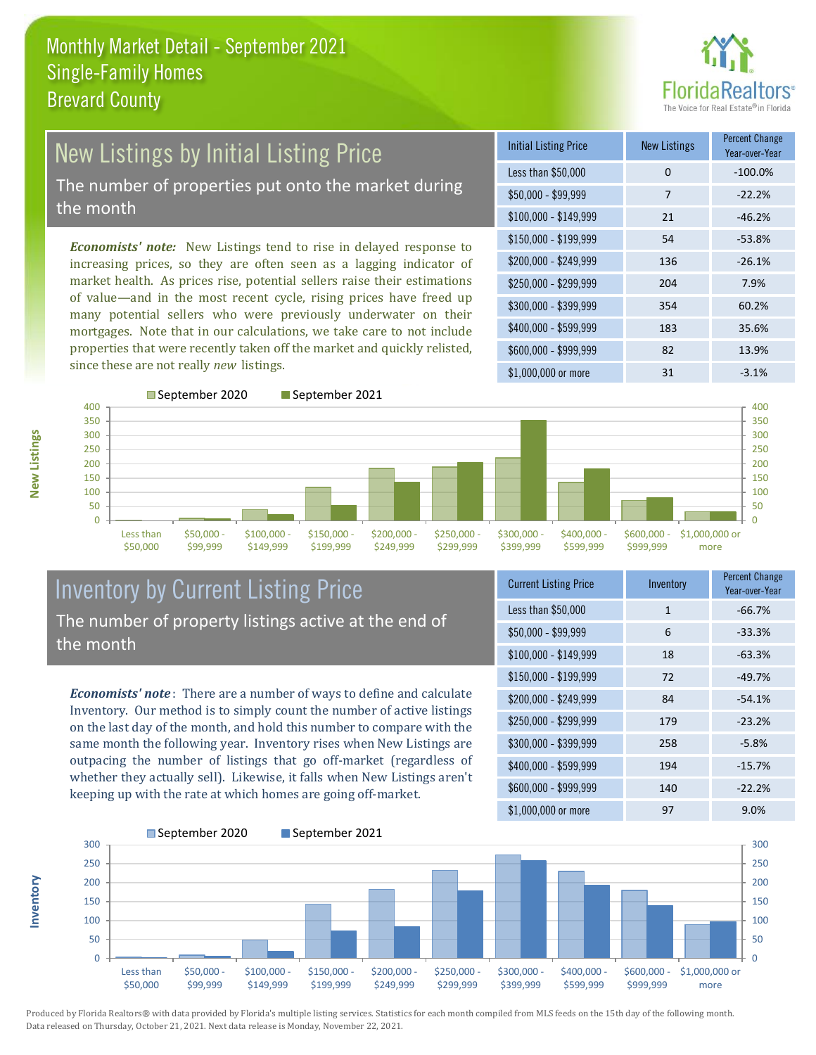# Monthly Market Detail - September 2021
## Single-Family Homes
## Brevard County

## New Listings by Initial Listing Price

The number of properties put onto the market during the month

*Economists' note:* New Listings tend to rise in delayed response to increasing prices, so they are often seen as a lagging indicator of market health. As prices rise, potential sellers raise their estimations of value—and in the most recent cycle, rising prices have freed up many potential sellers who were previously underwater on their mortgages. Note that in our calculations, we take care to not include properties that were recently taken off the market and quickly relisted, since these are not really *new* listings.

| Initial Listing Price | New Listings | Percent Change Year-over-Year |
|---|---|---|
| Less than $50,000 | 0 | -100.0% |
| $50,000 - $99,999 | 7 | -22.2% |
| $100,000 - $149,999 | 21 | -46.2% |
| $150,000 - $199,999 | 54 | -53.8% |
| $200,000 - $249,999 | 136 | -26.1% |
| $250,000 - $299,999 | 204 | 7.9% |
| $300,000 - $399,999 | 354 | 60.2% |
| $400,000 - $599,999 | 183 | 35.6% |
| $600,000 - $999,999 | 82 | 13.9% |
| $1,000,000 or more | 31 | -3.1% |

## Inventory by Current Listing Price

The number of property listings active at the end of the month

*Economists' note*: There are a number of ways to define and calculate Inventory. Our method is to simply count the number of active listings on the last day of the month, and hold this number to compare with the same month the following year. Inventory rises when New Listings are outpacing the number of listings that go off-market (regardless of whether they actually sell). Likewise, it falls when New Listings aren't keeping up with the rate at which homes are going off-market.

| Current Listing Price | Inventory | Percent Change Year-over-Year |
|---|---|---|
| Less than $50,000 | 1 | -66.7% |
| $50,000 - $99,999 | 6 | -33.3% |
| $100,000 - $149,999 | 18 | -63.3% |
| $150,000 - $199,999 | 72 | -49.7% |
| $200,000 - $249,999 | 84 | -54.1% |
| $250,000 - $299,999 | 179 | -23.2% |
| $300,000 - $399,999 | 258 | -5.8% |
| $400,000 - $599,999 | 194 | -15.7% |
| $600,000 - $999,999 | 140 | -22.2% |
| $1,000,000 or more | 97 | 9.0% |

Produced by Florida Realtors® with data provided by Florida's multiple listing services. Statistics for each month compiled from MLS feeds on the 15th day of the following month. Data released on Thursday, October 21, 2021. Next data release is Monday, November 22, 2021.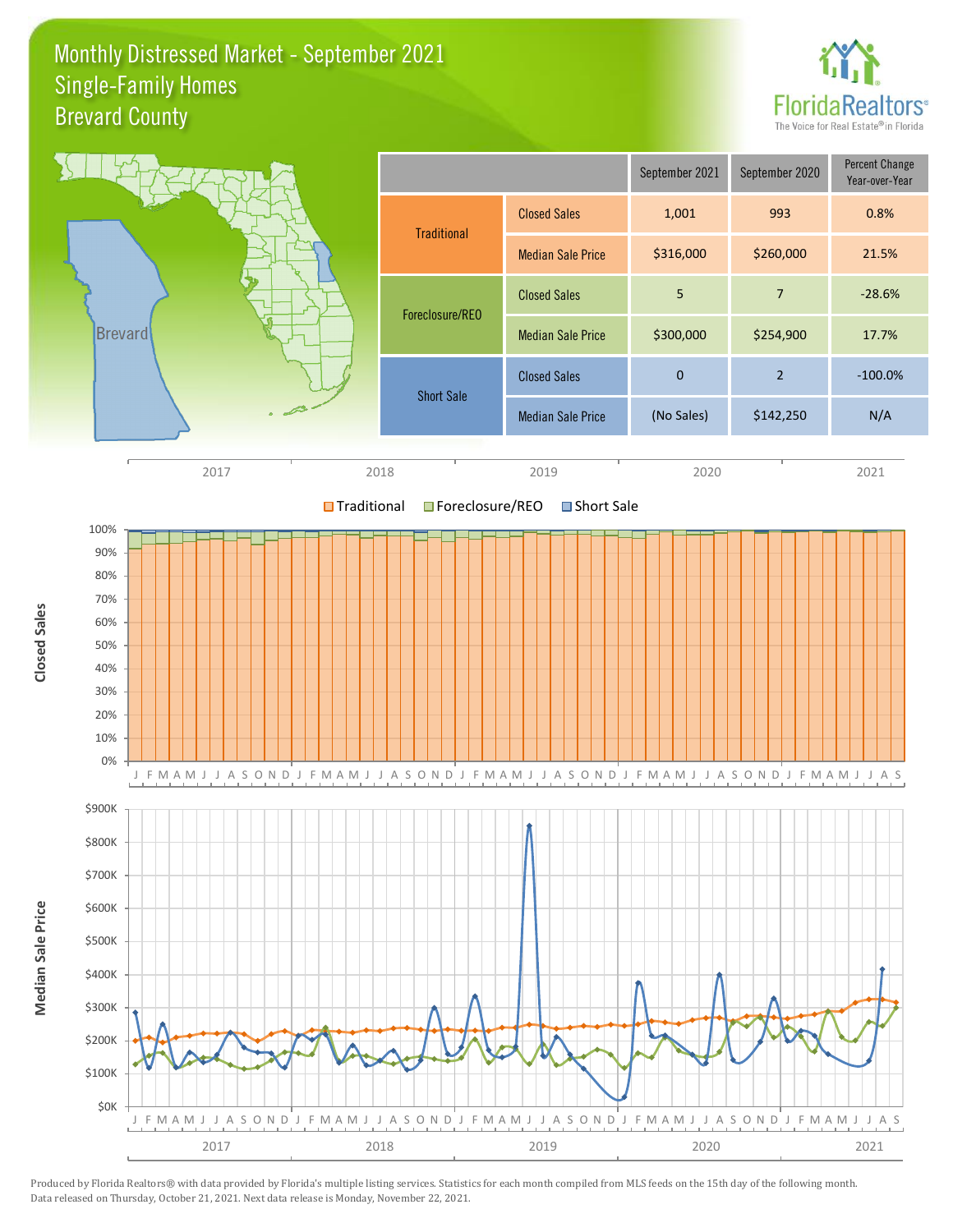# Monthly Distressed Market - September 2021
## Single-Family Homes
## Brevard County

FloridaRealtors® The Voice for Real Estate® in Florida

Brevard

| | | September 2021 | September 2020 | Percent Change Year-over-Year |
|---|---|---|---|---|
| Traditional | Closed Sales | 1,001 | 993 | 0.8% |
| | Median Sale Price | $316,000 | $260,000 | 21.5% |
| Foreclosure/REO | Closed Sales | 5 | 7 | -28.6% |
| | Median Sale Price | $300,000 | $254,900 | 17.7% |
| Short Sale | Closed Sales | 0 | 2 | -100.0% |
| | Median Sale Price | (No Sales) | $142,250 | N/A |

2017 2018 2019 2020 2021

Traditional Foreclosure/REO Short Sale

Closed Sales

100% 90% 80% 70% 60% 50% 40% 30% 20% 10% 0%

J F M A M J J A S O N D J F M A M J J A S O N D J F M A M J J A S O N D J F M A M J J A S O N D J F M A M J J A S

Median Sale Price

$900K $800K $700K $600K $500K $400K $300K $200K $100K $0K

J F M A M J J A S O N D J F M A M J J A S O N D J F M A M J J A S O N D J F M A M J J A S O N D J F M A M J J A S

2017 2018 2019 2020 2021

Produced by Florida Realtors® with data provided by Florida's multiple listing services. Statistics for each month compiled from MLS feeds on the 15th day of the following month. Data released on Thursday, October 21, 2021. Next data release is Monday, November 22, 2021.